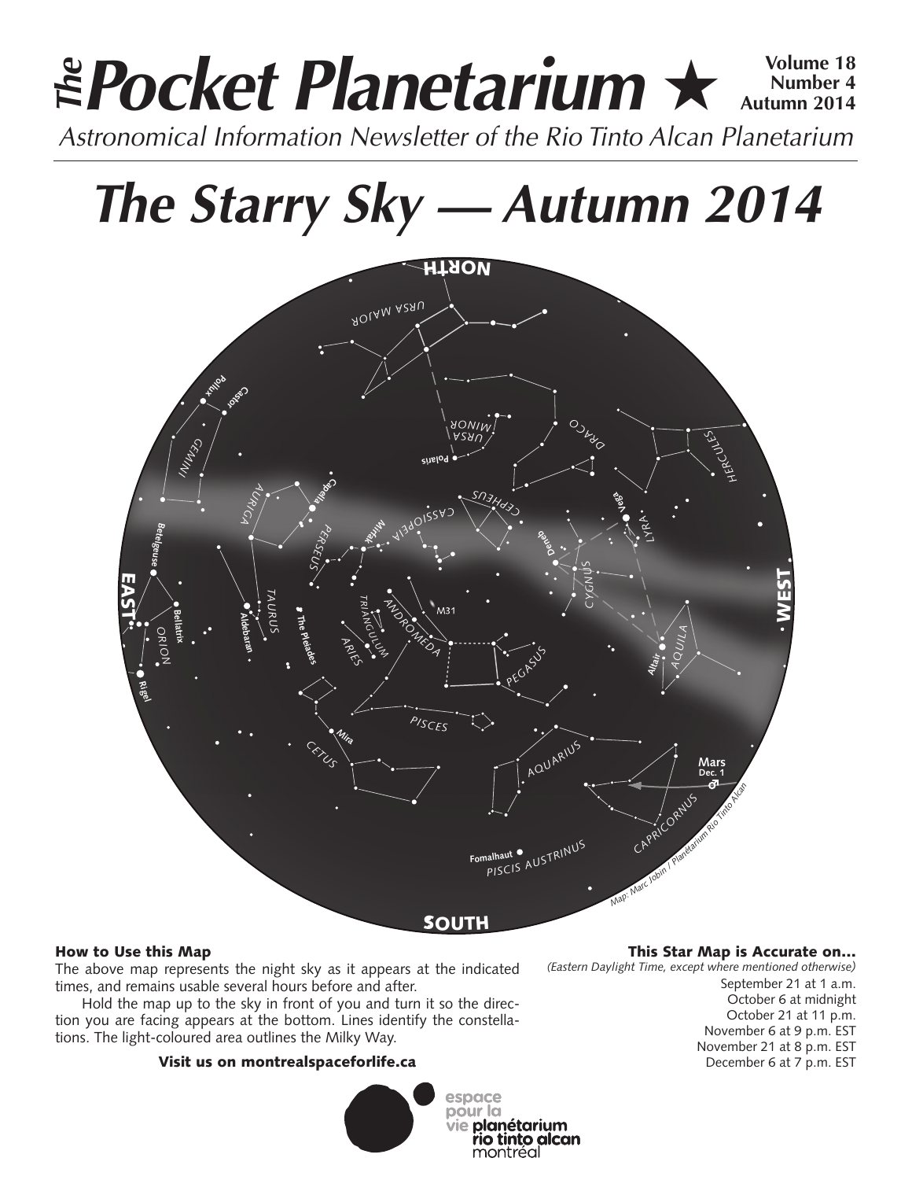# *The* Pocket Planetarium ★

**Volume 18**
**Number 4**
**Autumn 2014**

*Astronomical Information Newsletter of the Rio Tinto Alcan Planetarium*

# *The Starry Sky — Autumn 2014*

### How to Use this Map

The above map represents the night sky as it appears at the indicated times, and remains usable several hours before and after.

Hold the map up to the sky in front of you and turn it so the direction you are facing appears at the bottom. Lines identify the constellations. The light-coloured area outlines the Milky Way.

**Visit us on montrealspaceforlife.ca**

### This Star Map is Accurate on...

*(Eastern Daylight Time, except where mentioned otherwise)*

September 21 at 1 a.m.
October 6 at midnight
October 21 at 11 p.m.
November 6 at 9 p.m. EST
November 21 at 8 p.m. EST
December 6 at 7 p.m. EST

espace pour la vie planétarium rio tinto alcan montréal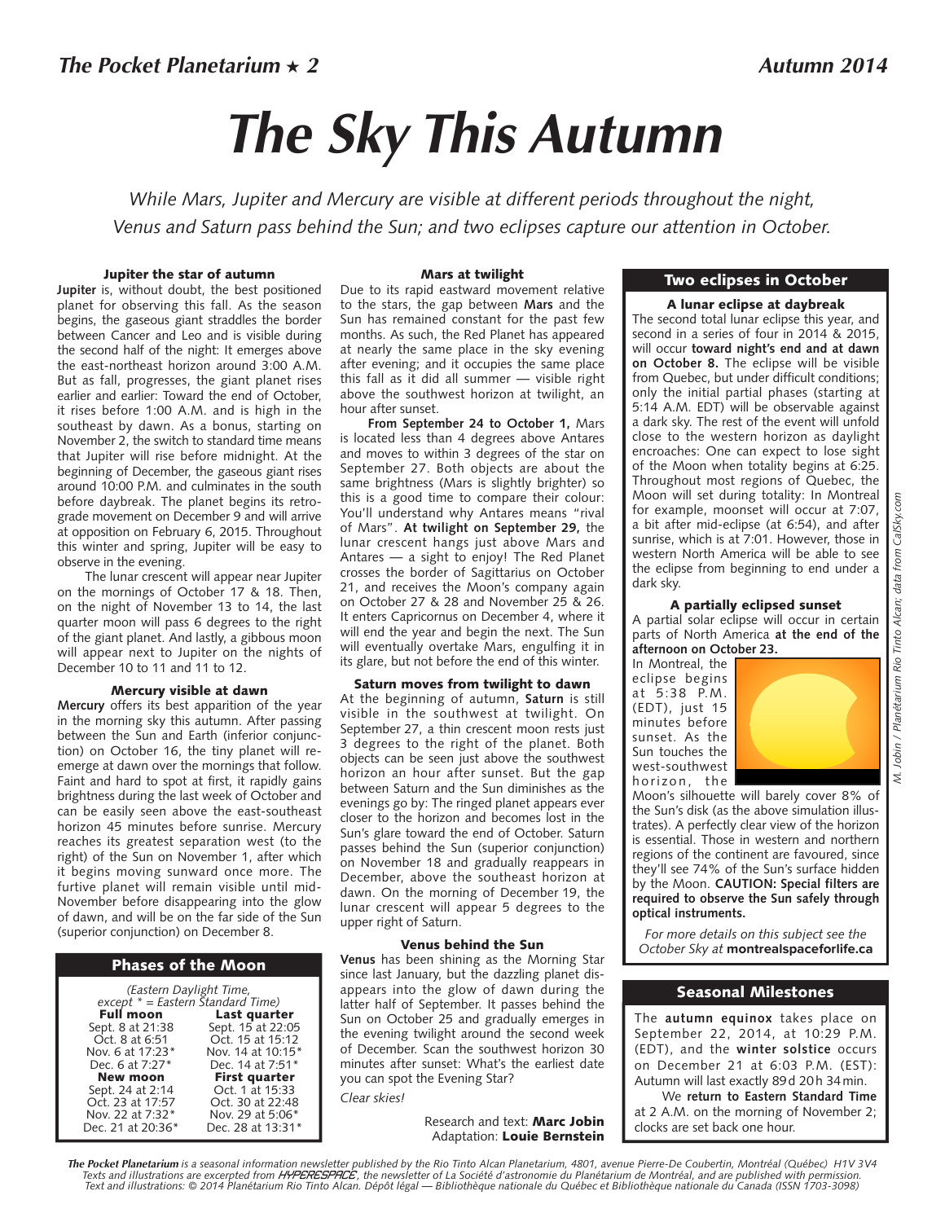# The Sky This Autumn

*While Mars, Jupiter and Mercury are visible at different periods throughout the night, Venus and Saturn pass behind the Sun; and two eclipses capture our attention in October.*

### Jupiter the star of autumn

**Jupiter** is, without doubt, the best positioned planet for observing this fall. As the season begins, the gaseous giant straddles the border between Cancer and Leo and is visible during the second half of the night: It emerges above the east-northeast horizon around 3:00 A.M. But as fall, progresses, the giant planet rises earlier and earlier: Toward the end of October, it rises before 1:00 A.M. and is high in the southeast by dawn. As a bonus, starting on November 2, the switch to standard time means that Jupiter will rise before midnight. At the beginning of December, the gaseous giant rises around 10:00 P.M. and culminates in the south before daybreak. The planet begins its retrograde movement on December 9 and will arrive at opposition on February 6, 2015. Throughout this winter and spring, Jupiter will be easy to observe in the evening.

The lunar crescent will appear near Jupiter on the mornings of October 17 & 18. Then, on the night of November 13 to 14, the last quarter moon will pass 6 degrees to the right of the giant planet. And lastly, a gibbous moon will appear next to Jupiter on the nights of December 10 to 11 and 11 to 12.

### Mercury visible at dawn

**Mercury** offers its best apparition of the year in the morning sky this autumn. After passing between the Sun and Earth (inferior conjunction) on October 16, the tiny planet will re-emerge at dawn over the mornings that follow. Faint and hard to spot at first, it rapidly gains brightness during the last week of October and can be easily seen above the east-southeast horizon 45 minutes before sunrise. Mercury reaches its greatest separation west (to the right) of the Sun on November 1, after which it begins moving sunward once more. The furtive planet will remain visible until mid-November before disappearing into the glow of dawn, and will be on the far side of the Sun (superior conjunction) on December 8.

### Phases of the Moon

*(Eastern Daylight Time, except * = Eastern Standard Time)*

| Full moon | Last quarter |
|---|---|
| Sept. 8 at 21:38 | Sept. 15 at 22:05 |
| Oct. 8 at 6:51 | Oct. 15 at 15:12 |
| Nov. 6 at 17:23* | Nov. 14 at 10:15* |
| Dec. 6 at 7:27* | Dec. 14 at 7:51* |
| **New moon** | **First quarter** |
| Sept. 24 at 2:14 | Oct. 1 at 15:33 |
| Oct. 23 at 17:57 | Oct. 30 at 22:48 |
| Nov. 22 at 7:32* | Nov. 29 at 5:06* |
| Dec. 21 at 20:36* | Dec. 28 at 13:31* |

### Mars at twilight

Due to its rapid eastward movement relative to the stars, the gap between **Mars** and the Sun has remained constant for the past few months. As such, the Red Planet has appeared at nearly the same place in the sky evening after evening; and it occupies the same place this fall as it did all summer — visible right above the southwest horizon at twilight, an hour after sunset.

**From September 24 to October 1,** Mars is located less than 4 degrees above Antares and moves to within 3 degrees of the star on September 27. Both objects are about the same brightness (Mars is slightly brighter) so this is a good time to compare their colour: You'll understand why Antares means "rival of Mars". **At twilight on September 29,** the lunar crescent hangs just above Mars and Antares — a sight to enjoy! The Red Planet crosses the border of Sagittarius on October 21, and receives the Moon's company again on October 27 & 28 and November 25 & 26. It enters Capricornus on December 4, where it will end the year and begin the next. The Sun will eventually overtake Mars, engulfing it in its glare, but not before the end of this winter.

### Saturn moves from twilight to dawn

At the beginning of autumn, **Saturn** is still visible in the southwest at twilight. On September 27, a thin crescent moon rests just 3 degrees to the right of the planet. Both objects can be seen just above the southwest horizon an hour after sunset. But the gap between Saturn and the Sun diminishes as the evenings go by: The ringed planet appears ever closer to the horizon and becomes lost in the Sun's glare toward the end of October. Saturn passes behind the Sun (superior conjunction) on November 18 and gradually reappears in December, above the southeast horizon at dawn. On the morning of December 19, the lunar crescent will appear 5 degrees to the upper right of Saturn.

### Venus behind the Sun

**Venus** has been shining as the Morning Star since last January, but the dazzling planet disappears into the glow of dawn during the latter half of September. It passes behind the Sun on October 25 and gradually emerges in the evening twilight around the second week of December. Scan the southwest horizon 30 minutes after sunset: What's the earliest date you can spot the Evening Star?

*Clear skies!*

Research and text: **Marc Jobin**
Adaptation: **Louie Bernstein**

## Two eclipses in October

### A lunar eclipse at daybreak

The second total lunar eclipse this year, and second in a series of four in 2014 & 2015, will occur **toward night's end and at dawn on October 8.** The eclipse will be visible from Quebec, but under difficult conditions; only the initial partial phases (starting at 5:14 A.M. EDT) will be observable against a dark sky. The rest of the event will unfold close to the western horizon as daylight encroaches: One can expect to lose sight of the Moon when totality begins at 6:25. Throughout most regions of Quebec, the Moon will set during totality: In Montreal for example, moonset will occur at 7:07, a bit after mid-eclipse (at 6:54), and after sunrise, which is at 7:01. However, those in western North America will be able to see the eclipse from beginning to end under a dark sky.

### A partially eclipsed sunset

A partial solar eclipse will occur in certain parts of North America **at the end of the afternoon on October 23.**

In Montreal, the eclipse begins at 5:38 P.M. (EDT), just 15 minutes before sunset. As the Sun touches the west-southwest horizon, the Moon's silhouette will barely cover 8% of the Sun's disk (as the above simulation illustrates). A perfectly clear view of the horizon is essential. Those in western and northern regions of the continent are favoured, since they'll see 74% of the Sun's surface hidden by the Moon. **CAUTION: Special filters are required to observe the Sun safely through optical instruments.**

*For more details on this subject see the October Sky at* **montrealspaceforlife.ca**

M. Jobin / Planétarium Rio Tinto Alcan; data from CalSky.com

## Seasonal Milestones

The **autumn equinox** takes place on September 22, 2014, at 10:29 P.M. (EDT), and the **winter solstice** occurs on December 21 at 6:03 P.M. (EST): Autumn will last exactly 89 d 20 h 34 min.

We **return to Eastern Standard Time** at 2 A.M. on the morning of November 2; clocks are set back one hour.

*The Pocket Planetarium is a seasonal information newsletter published by the Rio Tinto Alcan Planetarium, 4801, avenue Pierre-De Coubertin, Montréal (Québec) H1V 3V4 Texts and illustrations are excerpted from HYPERESPACE, the newsletter of La Société d'astronomie du Planétarium de Montréal, and are published with permission. Text and illustrations: © 2014 Planétarium Rio Tinto Alcan. Dépôt légal — Bibliothèque nationale du Québec et Bibliothèque nationale du Canada (ISSN 1703-3098)*